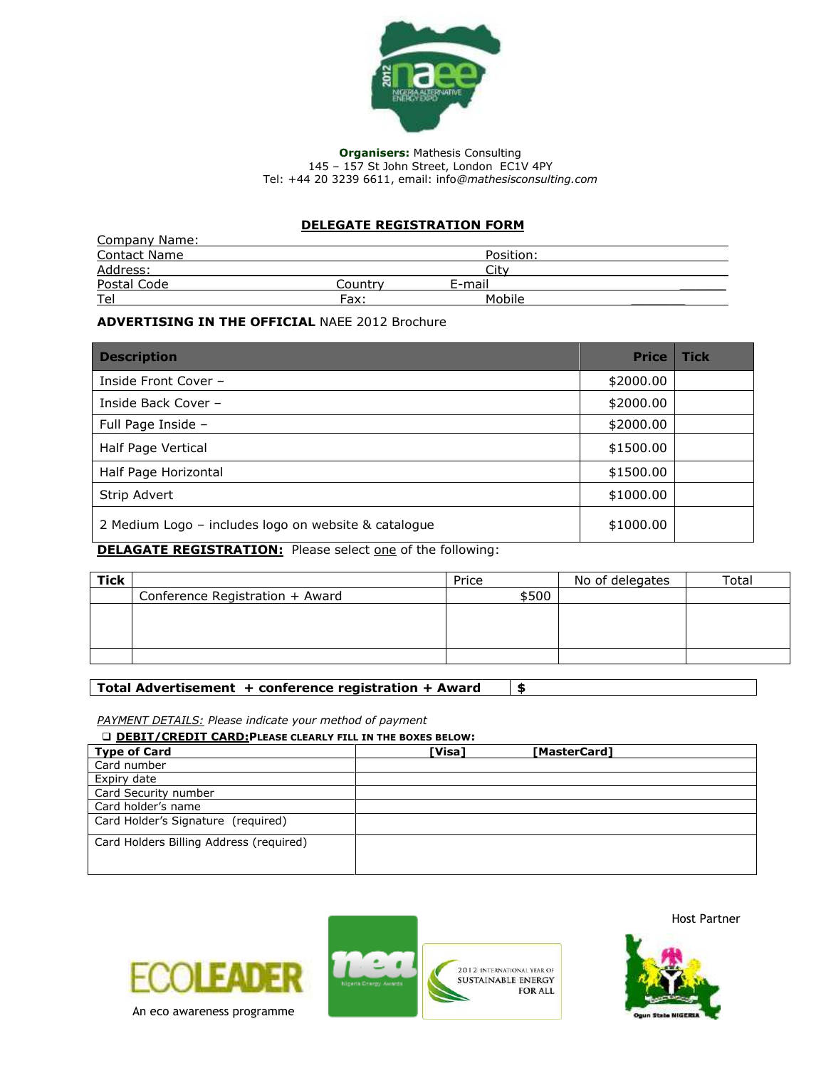**Organisers:** Mathesis Consulting
145 – 157 St John Street, London EC1V 4PY
Tel: +44 20 3239 6611, email: info@*mathesisconsulting.com*

## DELEGATE REGISTRATION FORM

Company Name:

Contact Name Position:

Address: City

Postal Code Country E-mail

Tel Fax: Mobile

**ADVERTISING IN THE OFFICIAL** NAEE 2012 Brochure

| Description | Price | Tick |
|---|---|---|
| Inside Front Cover – | $2000.00 | |
| Inside Back Cover – | $2000.00 | |
| Full Page Inside – | $2000.00 | |
| Half Page Vertical | $1500.00 | |
| Half Page Horizontal | $1500.00 | |
| Strip Advert | $1000.00 | |
| 2 Medium Logo – includes logo on website & catalogue | $1000.00 | |

**DELAGATE REGISTRATION:** Please select one of the following:

| Tick | | Price | No of delegates | Total |
|---|---|---|---|---|
| | Conference Registration + Award | $500 | | |
| | | | | |
| | | | | |

| **Total Advertisement + conference registration + Award** | **$** |
|---|---|

*PAYMENT DETAILS: Please indicate your method of payment*

❑ **DEBIT/CREDIT CARD:PLEASE CLEARLY FILL IN THE BOXES BELOW:**

| **Type of Card** | **[Visa] [MasterCard]** |
|---|---|
| Card number | |
| Expiry date | |
| Card Security number | |
| Card holder's name | |
| Card Holder's Signature (required) | |
| Card Holders Billing Address (required) | |

ECOLEADER
An eco awareness programme

2012 INTERNATIONAL YEAR OF SUSTAINABLE ENERGY FOR ALL

Host Partner

Ogun State NIGERIA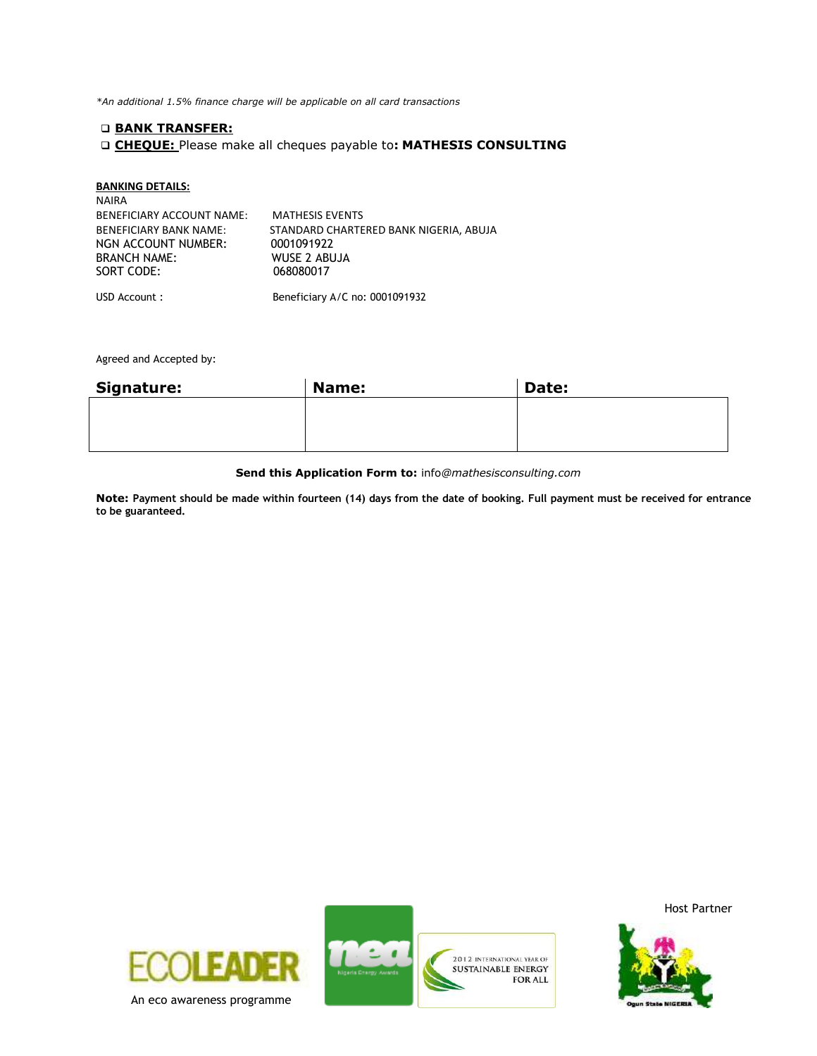*An additional 1.5% finance charge will be applicable on all card transactions*

- ❑ **BANK TRANSFER:**
- ❑ **CHEQUE:** Please make all cheques payable to**: MATHESIS CONSULTING**

**BANKING DETAILS:**

NAIRA

| | |
|---|---|
| BENEFICIARY ACCOUNT NAME: | MATHESIS EVENTS |
| BENEFICIARY BANK NAME: | STANDARD CHARTERED BANK NIGERIA, ABUJA |
| NGN ACCOUNT NUMBER: | 0001091922 |
| BRANCH NAME: | WUSE 2 ABUJA |
| SORT CODE: | 068080017 |
| USD Account : | Beneficiary A/C no: 0001091932 |

Agreed and Accepted by:

| Signature: | Name: | Date: |
|---|---|---|
| | | |

**Send this Application Form to:** info@*mathesisconsulting.com*

**Note: Payment should be made within fourteen (14) days from the date of booking. Full payment must be received for entrance to be guaranteed.**

ECOLEADER

An eco awareness programme

nea Nigeria Energy Awards

2012 INTERNATIONAL YEAR OF SUSTAINABLE ENERGY FOR ALL

Host Partner

Ogun State NIGERIA